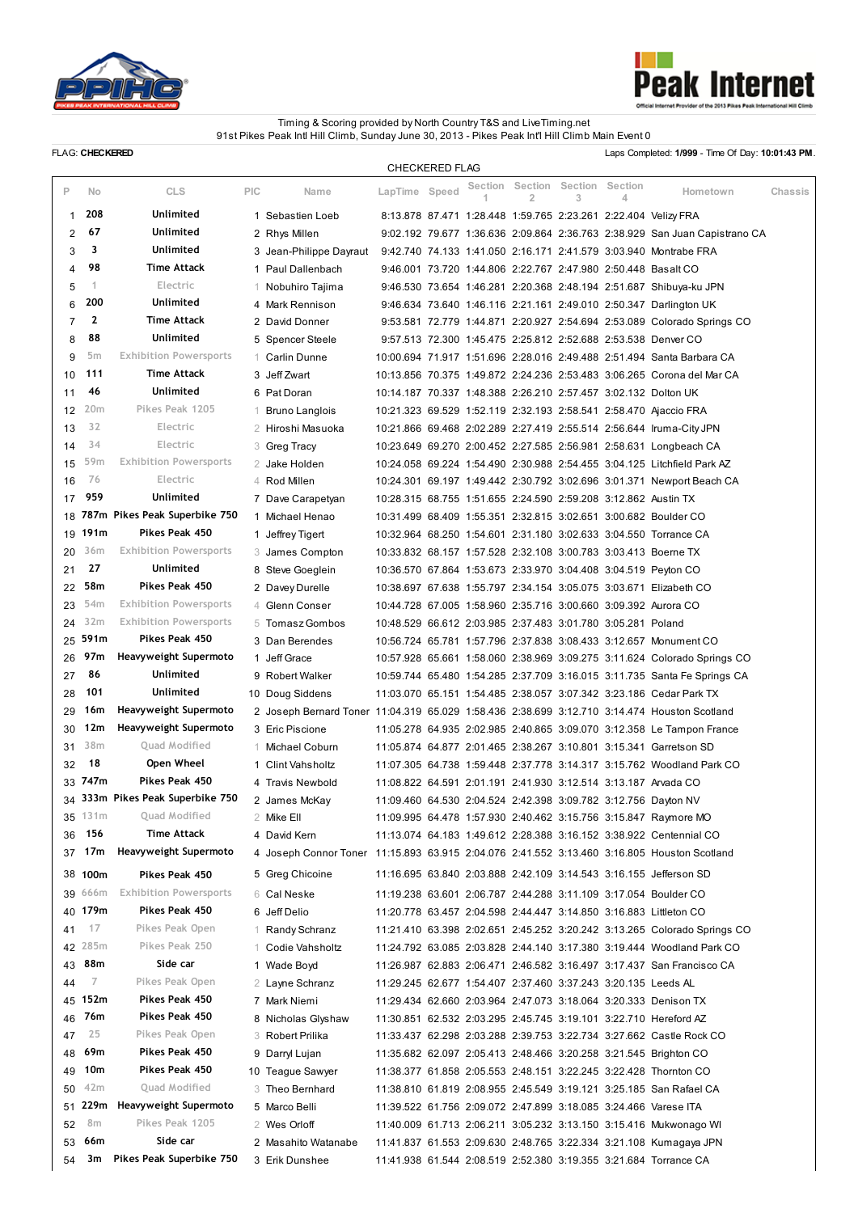Timing & Scoring provided by North Country T&S and LiveTiming.net
91st Pikes Peak Intl Hill Climb, Sunday June 30, 2013 - Pikes Peak Int'l Hill Climb Main Event 0

FLAG: **CHECKERED** Laps Completed: **1/999** - Time Of Day: **10:01:43 PM**.

CHECKERED FLAG

| P | No | CLS | PIC | Name | LapTime | Speed | Section 1 | Section 2 | Section 3 | Section 4 | Hometown | Chassis |
|---|---|---|---|---|---|---|---|---|---|---|---|---|
| 1 | 208 | Unlimited | 1 | Sebastien Loeb | 8:13.878 | 87.471 | 1:28.448 | 1:59.765 | 2:23.261 | 2:22.404 | Velizy FRA | |
| 2 | 67 | Unlimited | 2 | Rhys Millen | 9:02.192 | 79.677 | 1:36.636 | 2:09.864 | 2:36.763 | 2:38.929 | San Juan Capistrano CA | |
| 3 | 3 | Unlimited | 3 | Jean-Philippe Dayraut | 9:42.740 | 74.133 | 1:41.050 | 2:16.171 | 2:41.579 | 3:03.940 | Montrabe FRA | |
| 4 | 98 | Time Attack | 1 | Paul Dallenbach | 9:46.001 | 73.720 | 1:44.806 | 2:22.767 | 2:47.980 | 2:50.448 | Basalt CO | |
| 5 | 1 | Electric | 1 | Nobuhiro Tajima | 9:46.530 | 73.654 | 1:46.281 | 2:20.368 | 2:48.194 | 2:51.687 | Shibuya-ku JPN | |
| 6 | 200 | Unlimited | 4 | Mark Rennison | 9:46.634 | 73.640 | 1:46.116 | 2:21.161 | 2:49.010 | 2:50.347 | Darlington UK | |
| 7 | 2 | Time Attack | 2 | David Donner | 9:53.581 | 72.779 | 1:44.877 | 2:20.927 | 2:54.694 | 2:53.089 | Colorado Springs CO | |
| 8 | 88 | Unlimited | 5 | Spencer Steele | 9:57.513 | 72.300 | 1:45.475 | 2:25.812 | 2:52.688 | 2:53.538 | Denver CO | |
| 9 | 5m | Exhibition Powersports | 1 | Carlin Dunne | 10:00.694 | 71.917 | 1:51.696 | 2:28.016 | 2:49.488 | 2:51.494 | Santa Barbara CA | |
| 10 | 111 | Time Attack | 3 | Jeff Zwart | 10:13.856 | 70.375 | 1:49.872 | 2:24.236 | 2:53.483 | 3:06.265 | Corona del Mar CA | |
| 11 | 46 | Unlimited | 6 | Pat Doran | 10:14.187 | 70.337 | 1:48.388 | 2:26.210 | 2:57.457 | 3:02.132 | Dolton UK | |
| 12 | 20m | Pikes Peak 1205 | 1 | Bruno Langlois | 10:21.323 | 69.529 | 1:52.119 | 2:32.193 | 2:58.541 | 2:58.470 | Ajaccio FRA | |
| 13 | 32 | Electric | 2 | Hiroshi Masuoka | 10:21.866 | 69.468 | 2:02.289 | 2:27.419 | 2:55.514 | 2:56.644 | Iruma-City JPN | |
| 14 | 34 | Electric | 3 | Greg Tracy | 10:23.649 | 69.270 | 2:00.452 | 2:27.585 | 2:56.981 | 2:58.631 | Longbeach CA | |
| 15 | 59m | Exhibition Powersports | 2 | Jake Holden | 10:24.058 | 69.224 | 1:54.490 | 2:30.988 | 2:54.455 | 3:04.125 | Litchfield Park AZ | |
| 16 | 76 | Electric | 4 | Rod Millen | 10:24.301 | 69.197 | 1:49.442 | 2:30.792 | 3:02.696 | 3:01.371 | Newport Beach CA | |
| 17 | 959 | Unlimited | 7 | Dave Carapetyan | 10:28.315 | 68.755 | 1:51.655 | 2:24.590 | 2:59.208 | 3:12.862 | Austin TX | |
| 18 | 787m | Pikes Peak Superbike 750 | 1 | Michael Henao | 10:31.499 | 68.409 | 1:55.351 | 2:32.815 | 3:02.651 | 3:00.682 | Boulder CO | |
| 19 | 191m | Pikes Peak 450 | 1 | Jeffrey Tigert | 10:32.964 | 68.250 | 1:54.601 | 2:31.180 | 3:02.633 | 3:04.550 | Torrance CA | |
| 20 | 36m | Exhibition Powersports | 3 | James Compton | 10:33.832 | 68.157 | 1:57.528 | 2:32.108 | 3:00.783 | 3:03.413 | Boerne TX | |
| 21 | 27 | Unlimited | 8 | Steve Goeglein | 10:36.570 | 67.864 | 1:53.673 | 2:33.970 | 3:04.408 | 3:04.519 | Peyton CO | |
| 22 | 58m | Pikes Peak 450 | 2 | Davey Durelle | 10:38.697 | 67.638 | 1:55.797 | 2:34.154 | 3:05.075 | 3:03.671 | Elizabeth CO | |
| 23 | 54m | Exhibition Powersports | 4 | Glenn Conser | 10:44.728 | 67.005 | 1:58.960 | 2:35.716 | 3:00.660 | 3:09.392 | Aurora CO | |
| 24 | 32m | Exhibition Powersports | 5 | Tomasz Gombos | 10:48.529 | 66.612 | 2:03.985 | 2:37.483 | 3:01.780 | 3:05.281 | Poland | |
| 25 | 591m | Pikes Peak 450 | 3 | Dan Berendes | 10:56.724 | 65.781 | 1:57.796 | 2:37.838 | 3:08.433 | 3:12.657 | Monument CO | |
| 26 | 97m | Heavyweight Supermoto | 1 | Jeff Grace | 10:57.928 | 65.661 | 1:58.060 | 2:38.969 | 3:09.275 | 3:11.624 | Colorado Springs CO | |
| 27 | 86 | Unlimited | 9 | Robert Walker | 10:59.744 | 65.480 | 1:54.285 | 2:37.709 | 3:16.015 | 3:11.735 | Santa Fe Springs CA | |
| 28 | 101 | Unlimited | 10 | Doug Siddens | 11:03.070 | 65.151 | 1:54.485 | 2:38.057 | 3:07.342 | 3:23.186 | Cedar Park TX | |
| 29 | 16m | Heavyweight Supermoto | 2 | Joseph Bernard Toner | 11:04.319 | 65.029 | 1:58.436 | 2:38.699 | 3:12.710 | 3:14.474 | Houston Scotland | |
| 30 | 12m | Heavyweight Supermoto | 3 | Eric Piscione | 11:05.278 | 64.935 | 2:02.985 | 2:40.865 | 3:09.070 | 3:12.358 | Le Tampon France | |
| 31 | 38m | Quad Modified | 1 | Michael Coburn | 11:05.874 | 64.877 | 2:01.465 | 2:38.267 | 3:10.801 | 3:15.341 | Garretson SD | |
| 32 | 18 | Open Wheel | 1 | Clint Vahsholtz | 11:07.305 | 64.738 | 1:59.448 | 2:37.778 | 3:14.317 | 3:15.762 | Woodland Park CO | |
| 33 | 747m | Pikes Peak 450 | 4 | Travis Newbold | 11:08.822 | 64.591 | 2:01.191 | 2:41.930 | 3:12.514 | 3:13.187 | Arvada CO | |
| 34 | 333m | Pikes Peak Superbike 750 | 2 | James McKay | 11:09.460 | 64.530 | 2:04.524 | 2:42.398 | 3:09.782 | 3:12.756 | Dayton NV | |
| 35 | 131m | Quad Modified | 2 | Mike Ell | 11:09.995 | 64.478 | 1:57.930 | 2:40.462 | 3:15.756 | 3:15.847 | Raymore MO | |
| 36 | 156 | Time Attack | 4 | David Kern | 11:13.074 | 64.183 | 1:49.612 | 2:28.388 | 3:16.152 | 3:38.922 | Centennial CO | |
| 37 | 17m | Heavyweight Supermoto | 4 | Joseph Connor Toner | 11:15.893 | 63.915 | 2:04.076 | 2:41.552 | 3:13.460 | 3:16.805 | Houston Scotland | |
| 38 | 100m | Pikes Peak 450 | 5 | Greg Chicoine | 11:16.695 | 63.840 | 2:03.888 | 2:42.109 | 3:14.543 | 3:16.155 | Jefferson SD | |
| 39 | 666m | Exhibition Powersports | 6 | Cal Neske | 11:19.238 | 63.601 | 2:06.787 | 2:44.288 | 3:11.109 | 3:17.054 | Boulder CO | |
| 40 | 179m | Pikes Peak 450 | 6 | Jeff Delio | 11:20.778 | 63.457 | 2:04.598 | 2:44.447 | 3:14.850 | 3:16.883 | Littleton CO | |
| 41 | 17 | Pikes Peak Open | 1 | Randy Schranz | 11:21.410 | 63.398 | 2:02.651 | 2:45.252 | 3:20.242 | 3:13.265 | Colorado Springs CO | |
| 42 | 285m | Pikes Peak 250 | 1 | Codie Vahsholtz | 11:24.792 | 63.085 | 2:03.828 | 2:44.140 | 3:17.380 | 3:19.444 | Woodland Park CO | |
| 43 | 88m | Side car | 1 | Wade Boyd | 11:26.987 | 62.883 | 2:06.471 | 2:46.582 | 3:16.497 | 3:17.437 | San Francisco CA | |
| 44 | 7 | Pikes Peak Open | 2 | Layne Schranz | 11:29.245 | 62.677 | 1:54.407 | 2:37.460 | 3:37.243 | 3:20.135 | Leeds AL | |
| 45 | 152m | Pikes Peak 450 | 7 | Mark Niemi | 11:29.434 | 62.660 | 2:03.964 | 2:47.073 | 3:18.064 | 3:20.333 | Denison TX | |
| 46 | 76m | Pikes Peak 450 | 8 | Nicholas Glyshaw | 11:30.851 | 62.532 | 2:03.295 | 2:45.745 | 3:19.101 | 3:22.710 | Hereford AZ | |
| 47 | 25 | Pikes Peak Open | 3 | Robert Prilika | 11:33.437 | 62.298 | 2:03.288 | 2:39.753 | 3:22.734 | 3:27.662 | Castle Rock CO | |
| 48 | 69m | Pikes Peak 450 | 9 | Darryl Lujan | 11:35.682 | 62.097 | 2:05.413 | 2:48.466 | 3:20.258 | 3:21.545 | Brighton CO | |
| 49 | 10m | Pikes Peak 450 | 10 | Teague Sawyer | 11:38.377 | 61.858 | 2:05.553 | 2:48.151 | 3:22.245 | 3:22.428 | Thornton CO | |
| 50 | 42m | Quad Modified | 3 | Theo Bernhard | 11:38.810 | 61.819 | 2:08.955 | 2:45.549 | 3:19.121 | 3:25.185 | San Rafael CA | |
| 51 | 229m | Heavyweight Supermoto | 5 | Marco Belli | 11:39.522 | 61.756 | 2:09.072 | 2:47.899 | 3:18.085 | 3:24.466 | Varese ITA | |
| 52 | 8m | Pikes Peak 1205 | 2 | Wes Orloff | 11:40.009 | 61.713 | 2:06.211 | 3:05.232 | 3:13.150 | 3:15.416 | Mukwonago WI | |
| 53 | 66m | Side car | 2 | Masahito Watanabe | 11:41.837 | 61.553 | 2:09.630 | 2:48.765 | 3:22.334 | 3:21.108 | Kumagaya JPN | |
| 54 | 3m | Pikes Peak Superbike 750 | 3 | Erik Dunshee | 11:41.938 | 61.544 | 2:08.519 | 2:52.380 | 3:19.355 | 3:21.684 | Torrance CA | |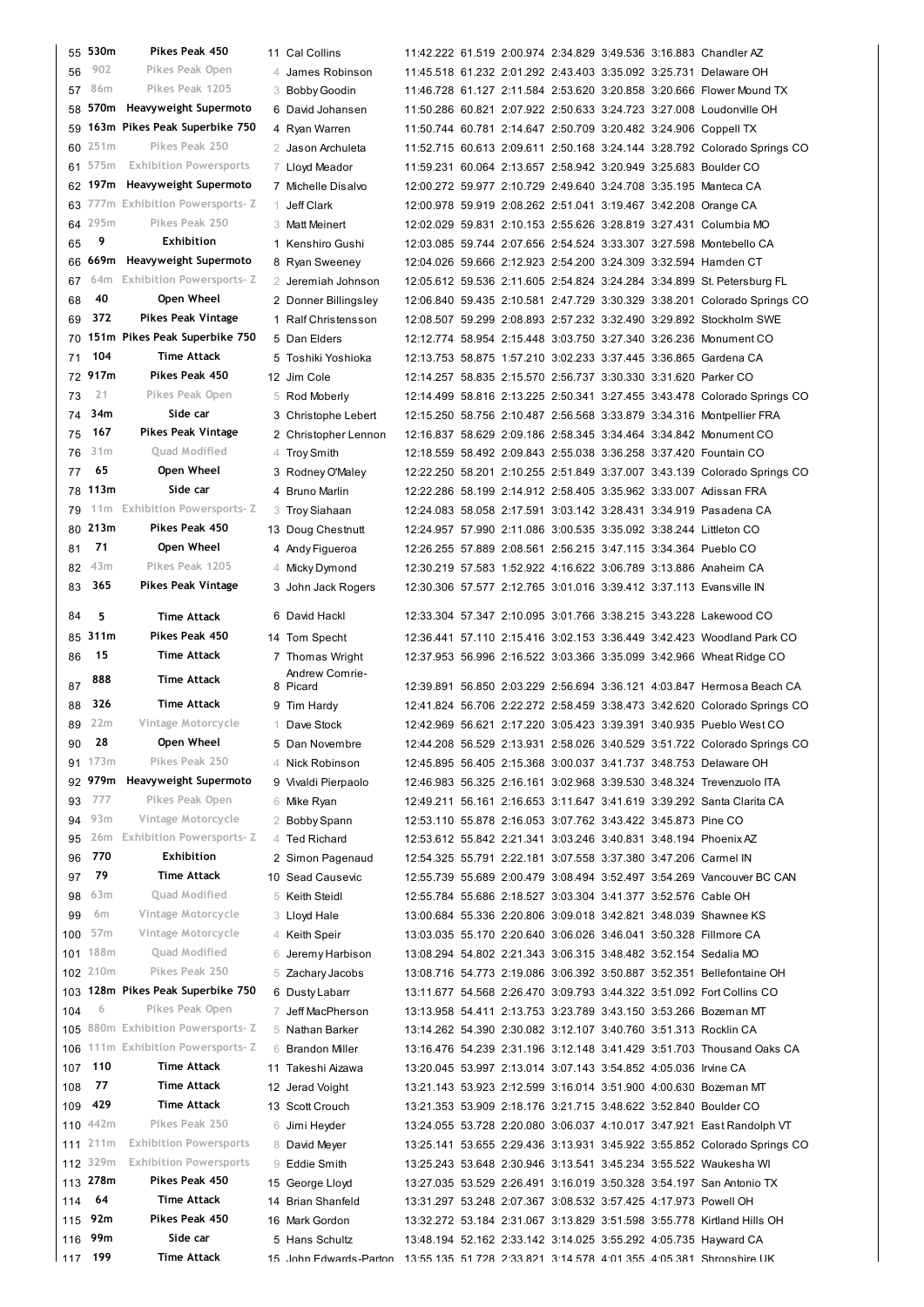| | | | | | | | | | | | |
|---|---|---|---|---|---|---|---|---|---|---|---|
| 55 | 530m | Pikes Peak 450 | 11 | Cal Collins | 11:42.222 | 61.519 | 2:00.974 | 2:34.829 | 3:49.536 | 3:16.883 | Chandler AZ |
| 56 | 902 | Pikes Peak Open | 4 | James Robinson | 11:45.518 | 61.232 | 2:01.292 | 2:43.403 | 3:35.092 | 3:25.731 | Delaware OH |
| 57 | 86m | Pikes Peak 1205 | 3 | Bobby Goodin | 11:46.728 | 61.127 | 2:11.584 | 2:53.620 | 3:20.858 | 3:20.666 | Flower Mound TX |
| 58 | 570m | Heavyweight Supermoto | 6 | David Johansen | 11:50.286 | 60.821 | 2:07.922 | 2:50.633 | 3:24.723 | 3:27.008 | Loudonville OH |
| 59 | 163m | Pikes Peak Superbike 750 | 4 | Ryan Warren | 11:50.744 | 60.781 | 2:14.647 | 2:50.709 | 3:20.482 | 3:24.906 | Coppell TX |
| 60 | 251m | Pikes Peak 250 | 2 | Jason Archuleta | 11:52.715 | 60.613 | 2:09.611 | 2:50.168 | 3:24.144 | 3:28.792 | Colorado Springs CO |
| 61 | 575m | Exhibition Powersports | 7 | Lloyd Meador | 11:59.231 | 60.064 | 2:13.657 | 2:58.942 | 3:20.949 | 3:25.683 | Boulder CO |
| 62 | 197m | Heavyweight Supermoto | 7 | Michelle Disalvo | 12:00.272 | 59.977 | 2:10.729 | 2:49.640 | 3:24.708 | 3:35.195 | Manteca CA |
| 63 | 777m | Exhibition Powersports- Z | 1 | Jeff Clark | 12:00.978 | 59.919 | 2:08.262 | 2:51.041 | 3:19.467 | 3:42.208 | Orange CA |
| 64 | 295m | Pikes Peak 250 | 3 | Matt Meinert | 12:02.029 | 59.831 | 2:10.153 | 2:55.626 | 3:28.819 | 3:27.431 | Columbia MO |
| 65 | 9 | Exhibition | 1 | Kenshiro Gushi | 12:03.085 | 59.744 | 2:07.656 | 2:54.524 | 3:33.307 | 3:27.598 | Montebello CA |
| 66 | 669m | Heavyweight Supermoto | 8 | Ryan Sweeney | 12:04.026 | 59.666 | 2:12.923 | 2:54.200 | 3:24.309 | 3:32.594 | Hamden CT |
| 67 | 64m | Exhibition Powersports- Z | 2 | Jeremiah Johnson | 12:05.612 | 59.536 | 2:11.605 | 2:54.824 | 3:24.284 | 3:34.899 | St. Petersburg FL |
| 68 | 40 | Open Wheel | 2 | Donner Billingsley | 12:06.840 | 59.435 | 2:10.581 | 2:47.729 | 3:30.329 | 3:38.201 | Colorado Springs CO |
| 69 | 372 | Pikes Peak Vintage | 1 | Ralf Christensson | 12:08.507 | 59.299 | 2:08.893 | 2:57.232 | 3:32.490 | 3:29.892 | Stockholm SWE |
| 70 | 151m | Pikes Peak Superbike 750 | 5 | Dan Elders | 12:12.774 | 58.954 | 2:15.448 | 3:03.750 | 3:27.340 | 3:26.236 | Monument CO |
| 71 | 104 | Time Attack | 5 | Toshiki Yoshioka | 12:13.753 | 58.875 | 1:57.210 | 3:02.233 | 3:37.445 | 3:36.865 | Gardena CA |
| 72 | 917m | Pikes Peak 450 | 12 | Jim Cole | 12:14.257 | 58.835 | 2:15.570 | 2:56.737 | 3:30.330 | 3:31.620 | Parker CO |
| 73 | 21 | Pikes Peak Open | 5 | Rod Moberly | 12:14.499 | 58.816 | 2:13.225 | 2:50.341 | 3:27.455 | 3:43.478 | Colorado Springs CO |
| 74 | 34m | Side car | 3 | Christophe Lebert | 12:15.250 | 58.756 | 2:10.487 | 2:56.568 | 3:33.879 | 3:34.316 | Montpellier FRA |
| 75 | 167 | Pikes Peak Vintage | 2 | Christopher Lennon | 12:16.837 | 58.629 | 2:09.186 | 2:58.345 | 3:34.464 | 3:34.842 | Monument CO |
| 76 | 31m | Quad Modified | 4 | Troy Smith | 12:18.559 | 58.492 | 2:09.843 | 2:55.038 | 3:36.258 | 3:37.420 | Fountain CO |
| 77 | 65 | Open Wheel | 3 | Rodney O'Maley | 12:22.250 | 58.201 | 2:10.265 | 2:51.849 | 3:37.007 | 3:43.139 | Colorado Springs CO |
| 78 | 113m | Side car | 4 | Bruno Marlin | 12:22.286 | 58.199 | 2:14.912 | 2:58.405 | 3:35.962 | 3:33.007 | Adissan FRA |
| 79 | 11m | Exhibition Powersports- Z | 3 | Troy Siahaan | 12:24.083 | 58.058 | 2:17.591 | 3:03.142 | 3:28.431 | 3:34.919 | Pasadena CA |
| 80 | 213m | Pikes Peak 450 | 13 | Doug Chestnutt | 12:24.957 | 57.990 | 2:11.086 | 3:00.535 | 3:35.092 | 3:38.244 | Littleton CO |
| 81 | 71 | Open Wheel | 4 | Andy Figueroa | 12:26.255 | 57.889 | 2:08.561 | 2:56.215 | 3:47.115 | 3:34.364 | Pueblo CO |
| 82 | 43m | Pikes Peak 1205 | 4 | Micky Dymond | 12:30.219 | 57.583 | 1:52.922 | 4:16.622 | 3:06.789 | 3:13.886 | Anaheim CA |
| 83 | 365 | Pikes Peak Vintage | 3 | John Jack Rogers | 12:30.306 | 57.577 | 2:12.765 | 3:01.016 | 3:39.412 | 3:37.113 | Evansville IN |
| 84 | 5 | Time Attack | 6 | David Hackl | 12:33.304 | 57.347 | 2:10.095 | 3:01.766 | 3:38.215 | 3:43.228 | Lakewood CO |
| 85 | 311m | Pikes Peak 450 | 14 | Tom Specht | 12:36.441 | 57.110 | 2:15.416 | 3:02.153 | 3:36.449 | 3:42.423 | Woodland Park CO |
| 86 | 15 | Time Attack | 7 | Thomas Wright | 12:37.953 | 56.996 | 2:16.522 | 3:03.366 | 3:35.099 | 3:42.966 | Wheat Ridge CO |
| 87 | 888 | Time Attack | 8 | Andrew Comrie-Picard | 12:39.891 | 56.850 | 2:03.229 | 2:56.694 | 3:36.121 | 4:03.847 | Hermosa Beach CA |
| 88 | 326 | Time Attack | 9 | Tim Hardy | 12:41.824 | 56.706 | 2:22.272 | 2:58.459 | 3:38.473 | 3:42.620 | Colorado Springs CO |
| 89 | 22m | Vintage Motorcycle | 1 | Dave Stock | 12:42.969 | 56.621 | 2:17.220 | 3:05.423 | 3:39.391 | 3:40.935 | Pueblo West CO |
| 90 | 28 | Open Wheel | 5 | Dan Novembre | 12:44.208 | 56.529 | 2:13.931 | 2:58.026 | 3:40.529 | 3:51.722 | Colorado Springs CO |
| 91 | 173m | Pikes Peak 250 | 4 | Nick Robinson | 12:45.895 | 56.405 | 2:15.368 | 3:00.037 | 3:41.737 | 3:48.753 | Delaware OH |
| 92 | 979m | Heavyweight Supermoto | 9 | Vivaldi Pierpaolo | 12:46.983 | 56.325 | 2:16.161 | 3:02.968 | 3:39.530 | 3:48.324 | Trevenzuolo ITA |
| 93 | 777 | Pikes Peak Open | 6 | Mike Ryan | 12:49.211 | 56.161 | 2:16.653 | 3:11.647 | 3:41.619 | 3:39.292 | Santa Clarita CA |
| 94 | 93m | Vintage Motorcycle | 2 | Bobby Spann | 12:53.110 | 55.878 | 2:16.053 | 3:07.762 | 3:43.422 | 3:45.873 | Pine CO |
| 95 | 26m | Exhibition Powersports- Z | 4 | Ted Richard | 12:53.612 | 55.842 | 2:21.341 | 3:03.246 | 3:40.831 | 3:48.194 | Phoenix AZ |
| 96 | 770 | Exhibition | 2 | Simon Pagenaud | 12:54.325 | 55.791 | 2:22.181 | 3:07.558 | 3:37.380 | 3:47.206 | Carmel IN |
| 97 | 79 | Time Attack | 10 | Sead Causevic | 12:55.739 | 55.689 | 2:00.479 | 3:08.494 | 3:52.497 | 3:54.269 | Vancouver BC CAN |
| 98 | 63m | Quad Modified | 5 | Keith Steidl | 12:55.784 | 55.686 | 2:18.527 | 3:03.304 | 3:41.377 | 3:52.576 | Cable OH |
| 99 | 6m | Vintage Motorcycle | 3 | Lloyd Hale | 13:00.684 | 55.336 | 2:20.806 | 3:09.018 | 3:42.821 | 3:48.039 | Shawnee KS |
| 100 | 57m | Vintage Motorcycle | 4 | Keith Speir | 13:03.035 | 55.170 | 2:20.640 | 3:06.026 | 3:46.041 | 3:50.328 | Fillmore CA |
| 101 | 188m | Quad Modified | 6 | Jeremy Harbison | 13:08.294 | 54.802 | 2:21.343 | 3:06.315 | 3:48.482 | 3:52.154 | Sedalia MO |
| 102 | 210m | Pikes Peak 250 | 5 | Zachary Jacobs | 13:08.716 | 54.773 | 2:19.086 | 3:06.392 | 3:50.887 | 3:52.351 | Bellefontaine OH |
| 103 | 128m | Pikes Peak Superbike 750 | 6 | Dusty Labarr | 13:11.677 | 54.568 | 2:26.470 | 3:09.793 | 3:44.322 | 3:51.092 | Fort Collins CO |
| 104 | 6 | Pikes Peak Open | 7 | Jeff MacPherson | 13:13.958 | 54.411 | 2:13.753 | 3:23.789 | 3:43.150 | 3:53.266 | Bozeman MT |
| 105 | 880m | Exhibition Powersports- Z | 5 | Nathan Barker | 13:14.262 | 54.390 | 2:30.082 | 3:12.107 | 3:40.760 | 3:51.313 | Rocklin CA |
| 106 | 111m | Exhibition Powersports- Z | 6 | Brandon Miller | 13:16.476 | 54.239 | 2:31.196 | 3:12.148 | 3:41.429 | 3:51.703 | Thousand Oaks CA |
| 107 | 110 | Time Attack | 11 | Takeshi Aizawa | 13:20.045 | 53.997 | 2:13.014 | 3:07.143 | 3:54.852 | 4:05.036 | Irvine CA |
| 108 | 77 | Time Attack | 12 | Jerad Voight | 13:21.143 | 53.923 | 2:12.599 | 3:16.014 | 3:51.900 | 4:00.630 | Bozeman MT |
| 109 | 429 | Time Attack | 13 | Scott Crouch | 13:21.353 | 53.909 | 2:18.176 | 3:21.715 | 3:48.622 | 3:52.840 | Boulder CO |
| 110 | 442m | Pikes Peak 250 | 6 | Jimi Heyder | 13:24.055 | 53.728 | 2:20.080 | 3:06.037 | 4:10.017 | 3:47.921 | East Randolph VT |
| 111 | 211m | Exhibition Powersports | 8 | David Meyer | 13:25.141 | 53.655 | 2:29.436 | 3:13.931 | 3:45.922 | 3:55.852 | Colorado Springs CO |
| 112 | 329m | Exhibition Powersports | 9 | Eddie Smith | 13:25.243 | 53.648 | 2:30.946 | 3:13.541 | 3:45.234 | 3:55.522 | Waukesha WI |
| 113 | 278m | Pikes Peak 450 | 15 | George Lloyd | 13:27.035 | 53.529 | 2:26.491 | 3:16.019 | 3:50.328 | 3:54.197 | San Antonio TX |
| 114 | 64 | Time Attack | 14 | Brian Shanfeld | 13:31.297 | 53.248 | 2:07.367 | 3:08.532 | 3:57.425 | 4:17.973 | Powell OH |
| 115 | 92m | Pikes Peak 450 | 16 | Mark Gordon | 13:32.272 | 53.184 | 2:31.067 | 3:13.829 | 3:51.598 | 3:55.778 | Kirtland Hills OH |
| 116 | 99m | Side car | 5 | Hans Schultz | 13:48.194 | 52.162 | 2:33.142 | 3:14.025 | 3:55.292 | 4:05.735 | Hayward CA |
| 117 | 199 | Time Attack | 15 | John Edwards-Parton | 13:55.135 | 51.728 | 2:33.821 | 3:14.578 | 4:01.355 | 4:05.381 | Shropshire UK |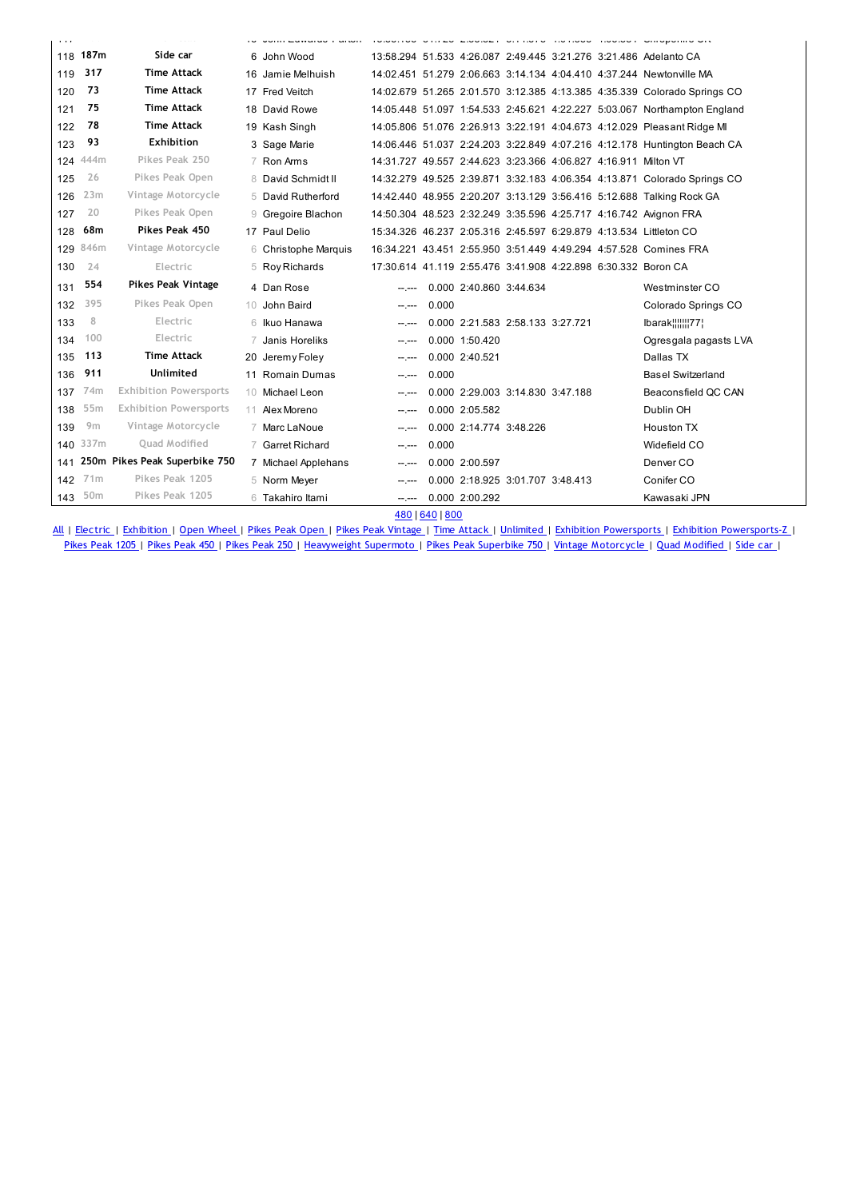| | | | | | | | | | | | | |
|---|---|---|---|---|---|---|---|---|---|---|---|---|
| 118 | 187m | Side car | 6 | John Wood | 13:58.294 | 51.533 | 4:26.087 | 2:49.445 | 3:21.276 | 3:21.486 | Adelanto CA |
| 119 | 317 | Time Attack | 16 | Jamie Melhuish | 14:02.451 | 51.279 | 2:06.663 | 3:14.134 | 4:04.410 | 4:37.244 | Newtonville MA |
| 120 | 73 | Time Attack | 17 | Fred Veitch | 14:02.679 | 51.265 | 2:01.570 | 3:12.385 | 4:13.385 | 4:35.339 | Colorado Springs CO |
| 121 | 75 | Time Attack | 18 | David Rowe | 14:05.448 | 51.097 | 1:54.533 | 2:45.621 | 4:22.227 | 5:03.067 | Northampton England |
| 122 | 78 | Time Attack | 19 | Kash Singh | 14:05.806 | 51.076 | 2:26.913 | 3:22.191 | 4:04.673 | 4:12.029 | Pleasant Ridge MI |
| 123 | 93 | Exhibition | 3 | Sage Marie | 14:06.446 | 51.037 | 2:24.203 | 3:22.849 | 4:07.216 | 4:12.178 | Huntington Beach CA |
| 124 | 444m | Pikes Peak 250 | 7 | Ron Arms | 14:31.727 | 49.557 | 2:44.623 | 3:23.366 | 4:06.827 | 4:16.911 | Milton VT |
| 125 | 26 | Pikes Peak Open | 8 | David Schmidt II | 14:32.279 | 49.525 | 2:39.871 | 3:32.183 | 4:06.354 | 4:13.871 | Colorado Springs CO |
| 126 | 23m | Vintage Motorcycle | 5 | David Rutherford | 14:42.440 | 48.955 | 2:20.207 | 3:13.129 | 3:56.416 | 5:12.688 | Talking Rock GA |
| 127 | 20 | Pikes Peak Open | 9 | Gregoire Blachon | 14:50.304 | 48.523 | 2:32.249 | 3:35.596 | 4:25.717 | 4:16.742 | Avignon FRA |
| 128 | 68m | Pikes Peak 450 | 17 | Paul Delio | 15:34.326 | 46.237 | 2:05.316 | 2:45.597 | 6:29.879 | 4:13.534 | Littleton CO |
| 129 | 846m | Vintage Motorcycle | 6 | Christophe Marquis | 16:34.221 | 43.451 | 2:55.950 | 3:51.449 | 4:49.294 | 4:57.528 | Comines FRA |
| 130 | 24 | Electric | 5 | Roy Richards | 17:30.614 | 41.119 | 2:55.476 | 3:41.908 | 4:22.898 | 6:30.332 | Boron CA |
| 131 | 554 | Pikes Peak Vintage | 4 | Dan Rose | --.--- | 0.000 | 2:40.860 | 3:44.634 | | | Westminster CO |
| 132 | 395 | Pikes Peak Open | 10 | John Baird | --.--- | 0.000 | | | | | Colorado Springs CO |
| 133 | 8 | Electric | 6 | Ikuo Hanawa | --.--- | 0.000 | 2:21.583 | 2:58.133 | 3:27.721 | | Ibarak¦¦¦¦¦¦¦77¦ |
| 134 | 100 | Electric | 7 | Janis Horeliks | --.--- | 0.000 | 1:50.420 | | | | Ogresgala pagasts LVA |
| 135 | 113 | Time Attack | 20 | Jeremy Foley | --.--- | 0.000 | 2:40.521 | | | | Dallas TX |
| 136 | 911 | Unlimited | 11 | Romain Dumas | --.--- | 0.000 | | | | | Basel Switzerland |
| 137 | 74m | Exhibition Powersports | 10 | Michael Leon | --.--- | 0.000 | 2:29.003 | 3:14.830 | 3:47.188 | | Beaconsfield QC CAN |
| 138 | 55m | Exhibition Powersports | 11 | Alex Moreno | --.--- | 0.000 | 2:05.582 | | | | Dublin OH |
| 139 | 9m | Vintage Motorcycle | 7 | Marc LaNoue | --.--- | 0.000 | 2:14.774 | 3:48.226 | | | Houston TX |
| 140 | 337m | Quad Modified | 7 | Garret Richard | --.--- | 0.000 | | | | | Widefield CO |
| 141 | 250m | Pikes Peak Superbike 750 | 7 | Michael Applehans | --.--- | 0.000 | 2:00.597 | | | | Denver CO |
| 142 | 71m | Pikes Peak 1205 | 5 | Norm Meyer | --.--- | 0.000 | 2:18.925 | 3:01.707 | 3:48.413 | | Conifer CO |
| 143 | 50m | Pikes Peak 1205 | 6 | Takahiro Itami | --.--- | 0.000 | 2:00.292 | | | | Kawasaki JPN |

480 | 640 | 800

All | Electric | Exhibition | Open Wheel | Pikes Peak Open | Pikes Peak Vintage | Time Attack | Unlimited | Exhibition Powersports | Exhibition Powersports-Z | Pikes Peak 1205 | Pikes Peak 450 | Pikes Peak 250 | Heavyweight Supermoto | Pikes Peak Superbike 750 | Vintage Motorcycle | Quad Modified | Side car |